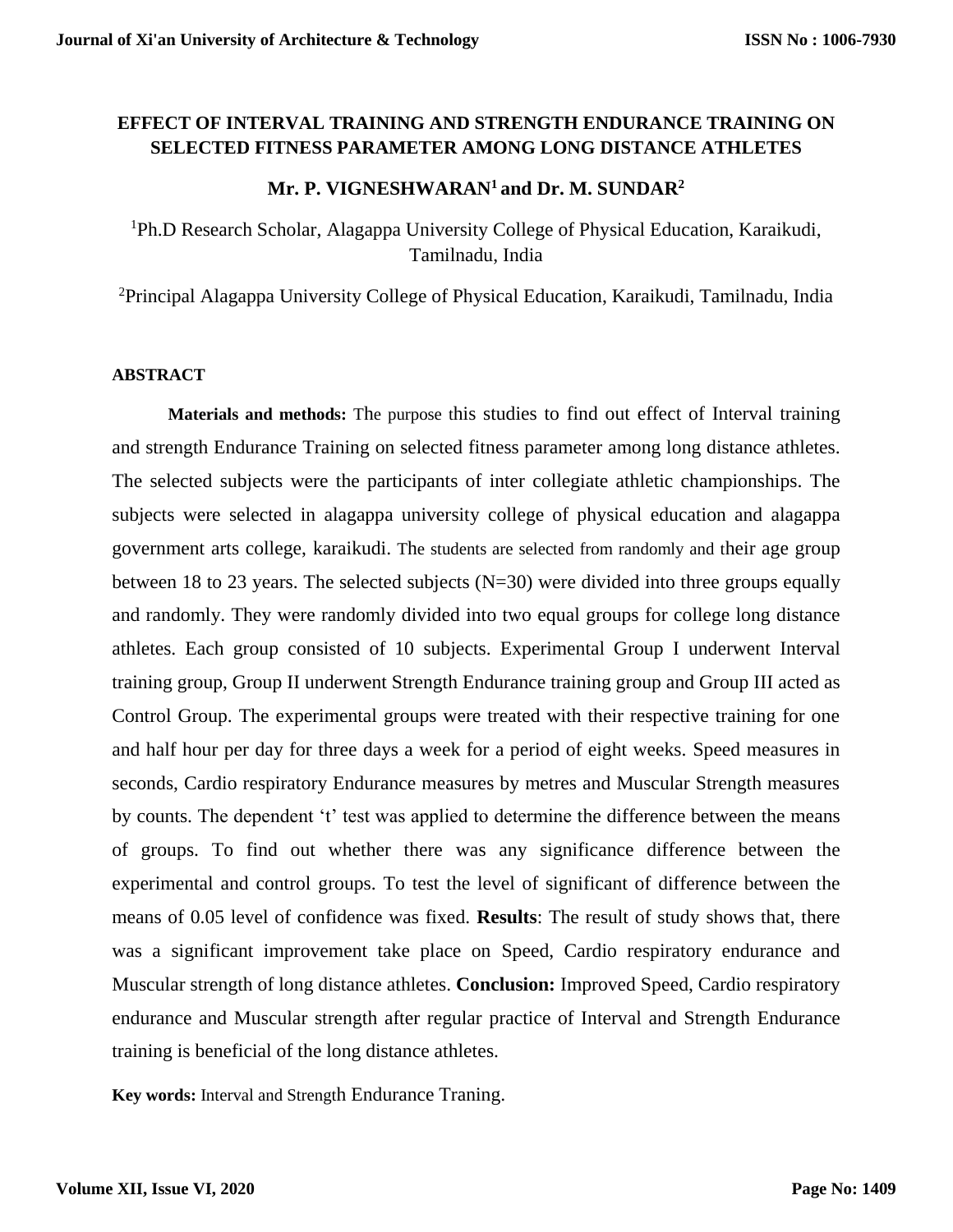# EFFECT OF INTERVAL TRAINING AND STRENGTH ENDURANCE TRAINING ON SELECTED FITNESS PARAMETER AMONG LONG DISTANCE ATHLETES

**Mr. P. VIGNESHWARAN[1] and Dr. M. SUNDAR[2]**

[1]Ph.D Research Scholar, Alagappa University College of Physical Education, Karaikudi, Tamilnadu, India

[2]Principal Alagappa University College of Physical Education, Karaikudi, Tamilnadu, India

## ABSTRACT

**Materials and methods:** The purpose this studies to find out effect of Interval training and strength Endurance Training on selected fitness parameter among long distance athletes. The selected subjects were the participants of inter collegiate athletic championships. The subjects were selected in alagappa university college of physical education and alagappa government arts college, karaikudi. The students are selected from randomly and their age group between 18 to 23 years. The selected subjects (N=30) were divided into three groups equally and randomly. They were randomly divided into two equal groups for college long distance athletes. Each group consisted of 10 subjects. Experimental Group I underwent Interval training group, Group II underwent Strength Endurance training group and Group III acted as Control Group. The experimental groups were treated with their respective training for one and half hour per day for three days a week for a period of eight weeks. Speed measures in seconds, Cardio respiratory Endurance measures by metres and Muscular Strength measures by counts. The dependent 't' test was applied to determine the difference between the means of groups. To find out whether there was any significance difference between the experimental and control groups. To test the level of significant of difference between the means of 0.05 level of confidence was fixed. **Results**: The result of study shows that, there was a significant improvement take place on Speed, Cardio respiratory endurance and Muscular strength of long distance athletes. **Conclusion:** Improved Speed, Cardio respiratory endurance and Muscular strength after regular practice of Interval and Strength Endurance training is beneficial of the long distance athletes.

**Key words:** Interval and Strength Endurance Traning.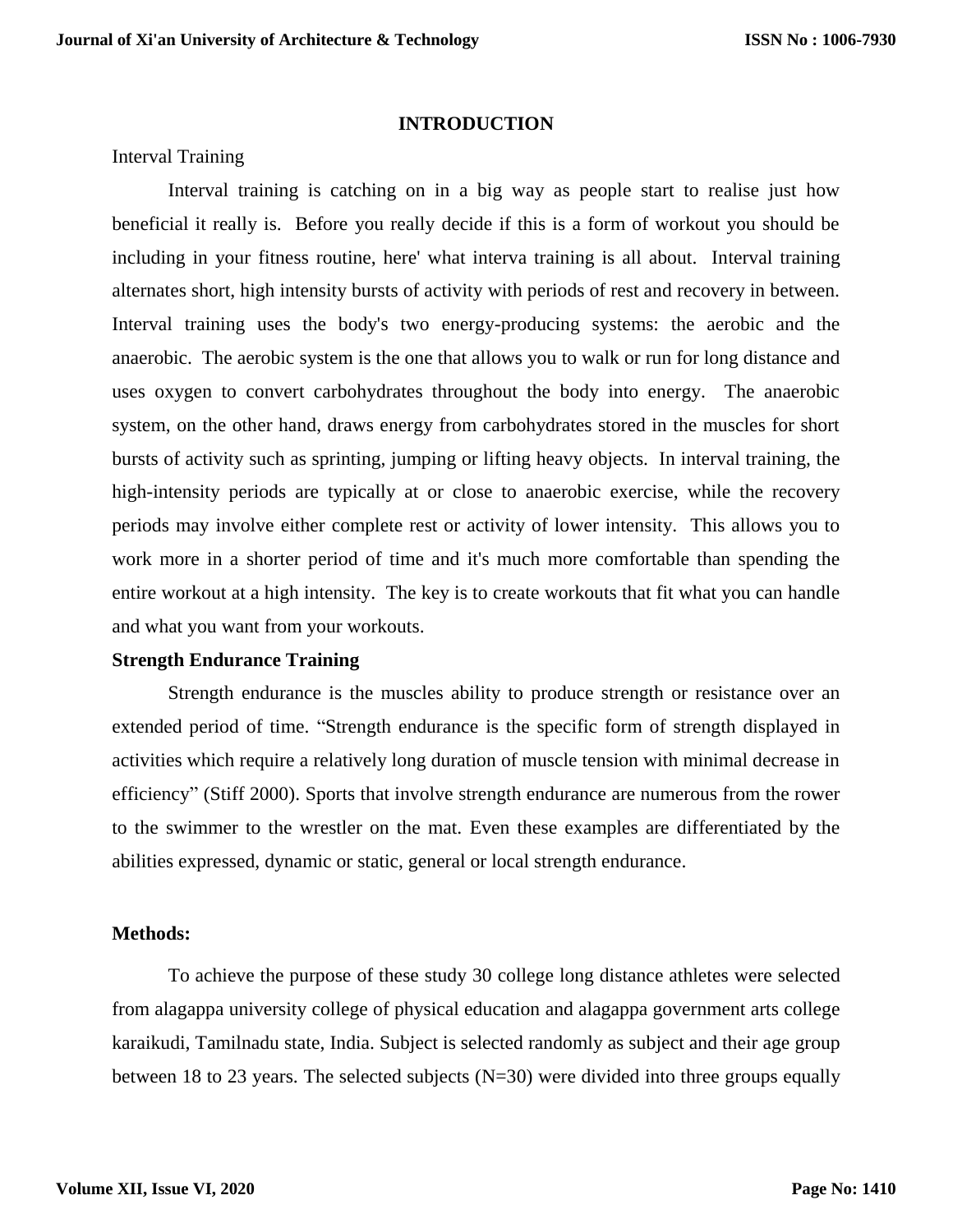## INTRODUCTION

Interval Training

Interval training is catching on in a big way as people start to realise just how beneficial it really is. Before you really decide if this is a form of workout you should be including in your fitness routine, here' what interva training is all about. Interval training alternates short, high intensity bursts of activity with periods of rest and recovery in between. Interval training uses the body's two energy-producing systems: the aerobic and the anaerobic. The aerobic system is the one that allows you to walk or run for long distance and uses oxygen to convert carbohydrates throughout the body into energy. The anaerobic system, on the other hand, draws energy from carbohydrates stored in the muscles for short bursts of activity such as sprinting, jumping or lifting heavy objects. In interval training, the high-intensity periods are typically at or close to anaerobic exercise, while the recovery periods may involve either complete rest or activity of lower intensity. This allows you to work more in a shorter period of time and it's much more comfortable than spending the entire workout at a high intensity. The key is to create workouts that fit what you can handle and what you want from your workouts.

**Strength Endurance Training**

Strength endurance is the muscles ability to produce strength or resistance over an extended period of time. "Strength endurance is the specific form of strength displayed in activities which require a relatively long duration of muscle tension with minimal decrease in efficiency" (Stiff 2000). Sports that involve strength endurance are numerous from the rower to the swimmer to the wrestler on the mat. Even these examples are differentiated by the abilities expressed, dynamic or static, general or local strength endurance.

**Methods:**

To achieve the purpose of these study 30 college long distance athletes were selected from alagappa university college of physical education and alagappa government arts college karaikudi, Tamilnadu state, India. Subject is selected randomly as subject and their age group between 18 to 23 years. The selected subjects (N=30) were divided into three groups equally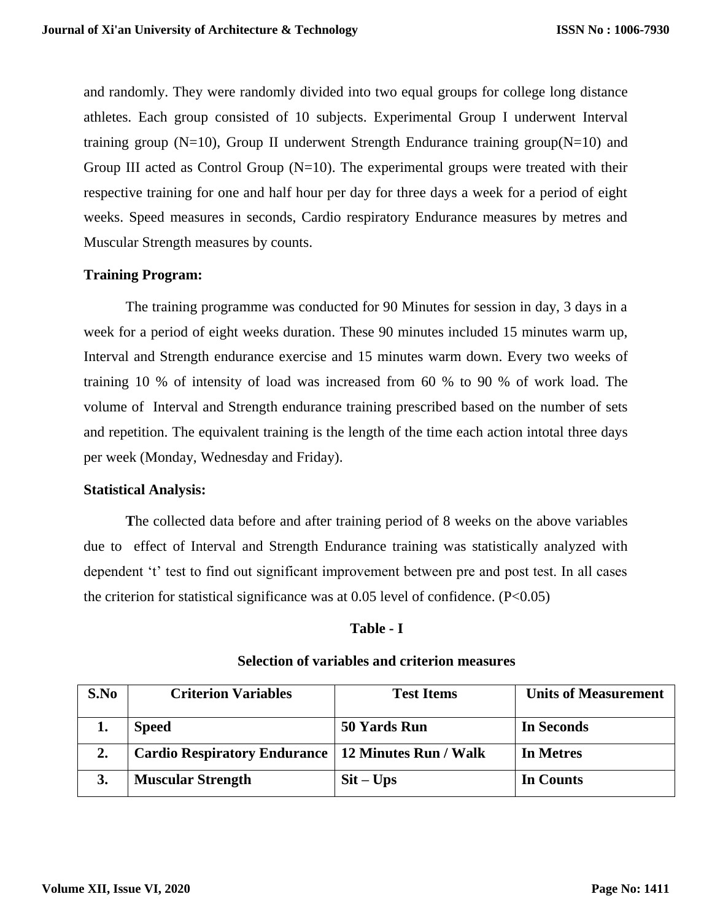and randomly. They were randomly divided into two equal groups for college long distance athletes. Each group consisted of 10 subjects. Experimental Group I underwent Interval training group (N=10), Group II underwent Strength Endurance training group(N=10) and Group III acted as Control Group (N=10). The experimental groups were treated with their respective training for one and half hour per day for three days a week for a period of eight weeks. Speed measures in seconds, Cardio respiratory Endurance measures by metres and Muscular Strength measures by counts.

**Training Program:**

The training programme was conducted for 90 Minutes for session in day, 3 days in a week for a period of eight weeks duration. These 90 minutes included 15 minutes warm up, Interval and Strength endurance exercise and 15 minutes warm down. Every two weeks of training 10 % of intensity of load was increased from 60 % to 90 % of work load. The volume of Interval and Strength endurance training prescribed based on the number of sets and repetition. The equivalent training is the length of the time each action intotal three days per week (Monday, Wednesday and Friday).

**Statistical Analysis:**

The collected data before and after training period of 8 weeks on the above variables due to effect of Interval and Strength Endurance training was statistically analyzed with dependent 't' test to find out significant improvement between pre and post test. In all cases the criterion for statistical significance was at 0.05 level of confidence. ($P<0.05$)

**Table - I**

**Selection of variables and criterion measures**

| S.No | Criterion Variables | Test Items | Units of Measurement |
|---|---|---|---|
| **1.** | **Speed** | **50 Yards Run** | **In Seconds** |
| **2.** | **Cardio Respiratory Endurance** | **12 Minutes Run / Walk** | **In Metres** |
| **3.** | **Muscular Strength** | **Sit – Ups** | **In Counts** |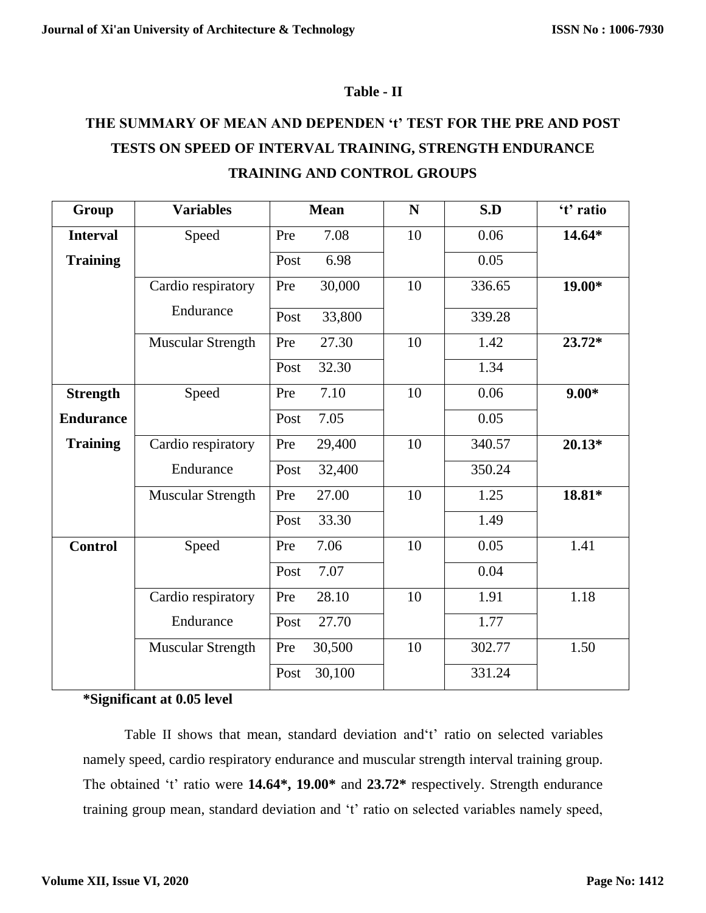**Table - II**

**THE SUMMARY OF MEAN AND DEPENDEN 't' TEST FOR THE PRE AND POST TESTS ON SPEED OF INTERVAL TRAINING, STRENGTH ENDURANCE TRAINING AND CONTROL GROUPS**

| Group | Variables | Mean | N | S.D | 't' ratio |
|---|---|---|---|---|---|
| **Interval Training** | Speed | Pre 7.08 | 10 | 0.06 | **14.64*** |
| | | Post 6.98 | | 0.05 | |
| | Cardio respiratory Endurance | Pre 30,000 | 10 | 336.65 | **19.00*** |
| | | Post 33,800 | | 339.28 | |
| | Muscular Strength | Pre 27.30 | 10 | 1.42 | **23.72*** |
| | | Post 32.30 | | 1.34 | |
| **Strength Endurance Training** | Speed | Pre 7.10 | 10 | 0.06 | **9.00*** |
| | | Post 7.05 | | 0.05 | |
| | Cardio respiratory Endurance | Pre 29,400 | 10 | 340.57 | **20.13*** |
| | | Post 32,400 | | 350.24 | |
| | Muscular Strength | Pre 27.00 | 10 | 1.25 | **18.81*** |
| | | Post 33.30 | | 1.49 | |
| **Control** | Speed | Pre 7.06 | 10 | 0.05 | 1.41 |
| | | Post 7.07 | | 0.04 | |
| | Cardio respiratory Endurance | Pre 28.10 | 10 | 1.91 | 1.18 |
| | | Post 27.70 | | 1.77 | |
| | Muscular Strength | Pre 30,500 | 10 | 302.77 | 1.50 |
| | | Post 30,100 | | 331.24 | |

**\*Significant at 0.05 level**

Table II shows that mean, standard deviation and't' ratio on selected variables namely speed, cardio respiratory endurance and muscular strength interval training group. The obtained 't' ratio were **14.64*, 19.00*** and **23.72*** respectively. Strength endurance training group mean, standard deviation and 't' ratio on selected variables namely speed,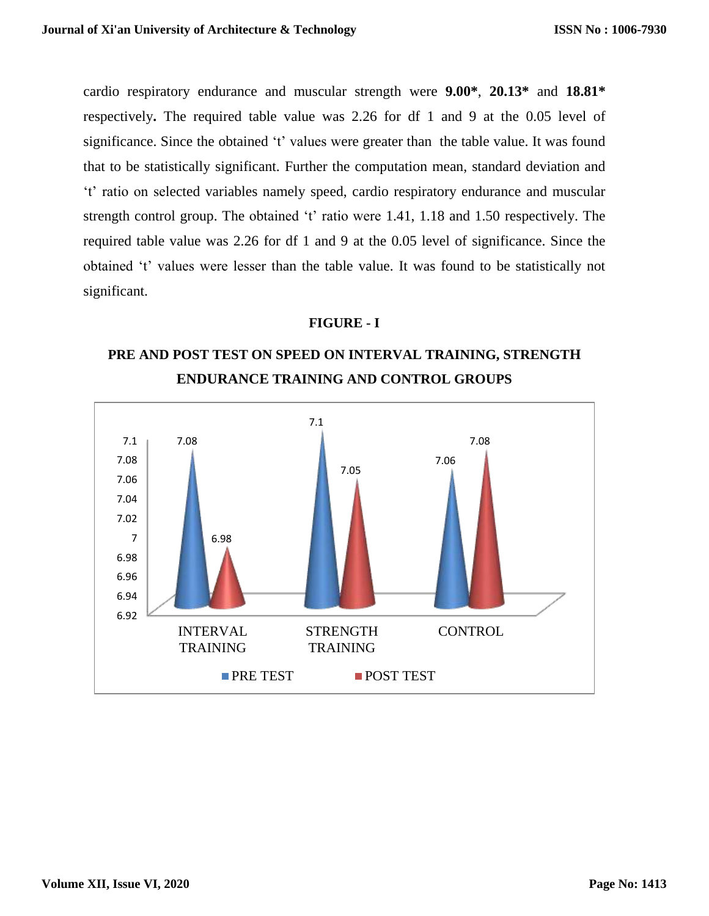cardio respiratory endurance and muscular strength were **9.00***, **20.13*** and **18.81*** respectively**.** The required table value was 2.26 for df 1 and 9 at the 0.05 level of significance. Since the obtained 't' values were greater than the table value. It was found that to be statistically significant. Further the computation mean, standard deviation and 't' ratio on selected variables namely speed, cardio respiratory endurance and muscular strength control group. The obtained 't' ratio were 1.41, 1.18 and 1.50 respectively. The required table value was 2.26 for df 1 and 9 at the 0.05 level of significance. Since the obtained 't' values were lesser than the table value. It was found to be statistically not significant.

**FIGURE - I**

**PRE AND POST TEST ON SPEED ON INTERVAL TRAINING, STRENGTH ENDURANCE TRAINING AND CONTROL GROUPS**

| Group | PRE TEST | POST TEST |
|---|---|---|
| INTERVAL TRAINING | 7.08 | 6.98 |
| STRENGTH TRAINING | 7.1 | 7.05 |
| CONTROL | 7.06 | 7.08 |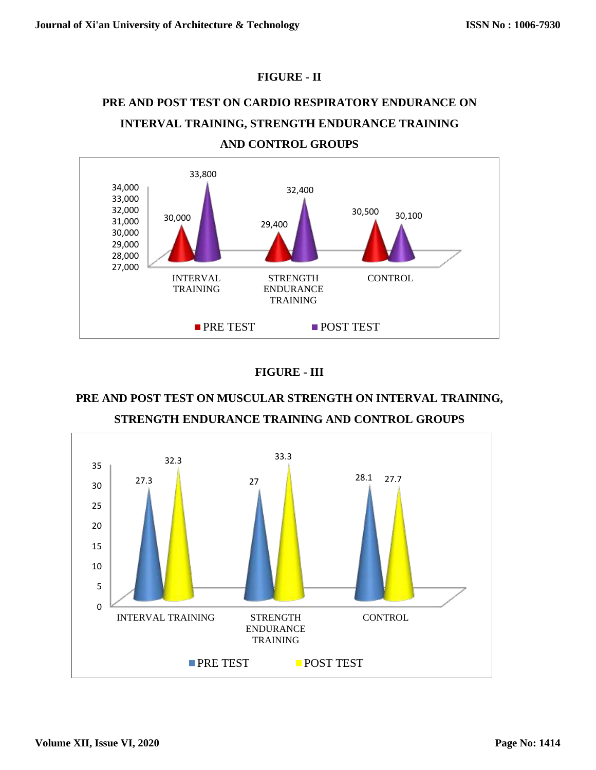**FIGURE - II**

**PRE AND POST TEST ON CARDIO RESPIRATORY ENDURANCE ON INTERVAL TRAINING, STRENGTH ENDURANCE TRAINING AND CONTROL GROUPS**

| | PRE TEST | POST TEST |
|---|---|---|
| INTERVAL TRAINING | 30,000 | 33,800 |
| STRENGTH ENDURANCE TRAINING | 29,400 | 32,400 |
| CONTROL | 30,500 | 30,100 |

**FIGURE - III**

**PRE AND POST TEST ON MUSCULAR STRENGTH ON INTERVAL TRAINING, STRENGTH ENDURANCE TRAINING AND CONTROL GROUPS**

| | PRE TEST | POST TEST |
|---|---|---|
| INTERVAL TRAINING | 27.3 | 32.3 |
| STRENGTH ENDURANCE TRAINING | 27 | 33.3 |
| CONTROL | 28.1 | 27.7 |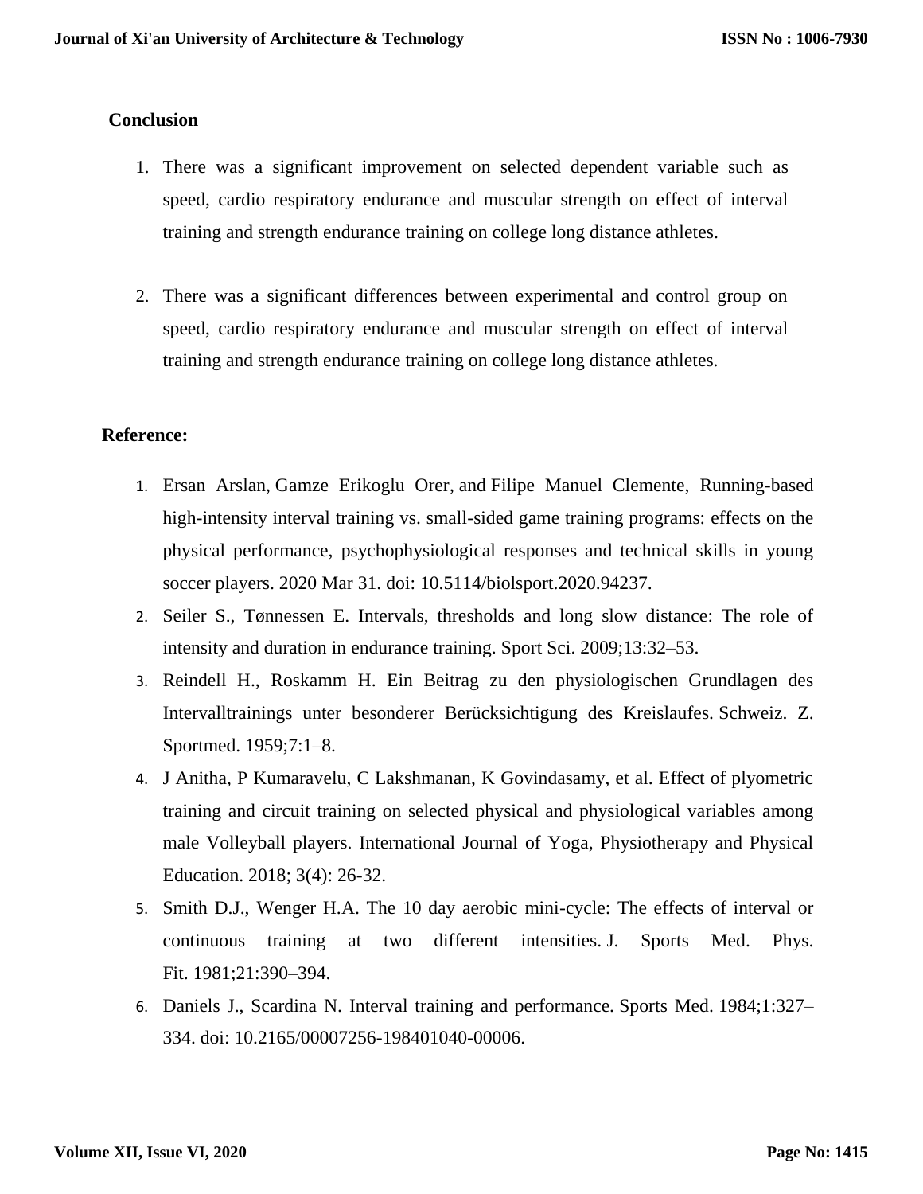## Conclusion

1. There was a significant improvement on selected dependent variable such as speed, cardio respiratory endurance and muscular strength on effect of interval training and strength endurance training on college long distance athletes.

2. There was a significant differences between experimental and control group on speed, cardio respiratory endurance and muscular strength on effect of interval training and strength endurance training on college long distance athletes.

## Reference:

1. Ersan Arslan, Gamze Erikoglu Orer, and Filipe Manuel Clemente, Running-based high-intensity interval training vs. small-sided game training programs: effects on the physical performance, psychophysiological responses and technical skills in young soccer players. 2020 Mar 31. doi: 10.5114/biolsport.2020.94237.
2. Seiler S., Tønnessen E. Intervals, thresholds and long slow distance: The role of intensity and duration in endurance training. Sport Sci. 2009;13:32–53.
3. Reindell H., Roskamm H. Ein Beitrag zu den physiologischen Grundlagen des Intervalltrainings unter besonderer Berücksichtigung des Kreislaufes. Schweiz. Z. Sportmed. 1959;7:1–8.
4. J Anitha, P Kumaravelu, C Lakshmanan, K Govindasamy, et al. Effect of plyometric training and circuit training on selected physical and physiological variables among male Volleyball players. International Journal of Yoga, Physiotherapy and Physical Education. 2018; 3(4): 26-32.
5. Smith D.J., Wenger H.A. The 10 day aerobic mini-cycle: The effects of interval or continuous training at two different intensities. J. Sports Med. Phys. Fit. 1981;21:390–394.
6. Daniels J., Scardina N. Interval training and performance. Sports Med. 1984;1:327–334. doi: 10.2165/00007256-198401040-00006.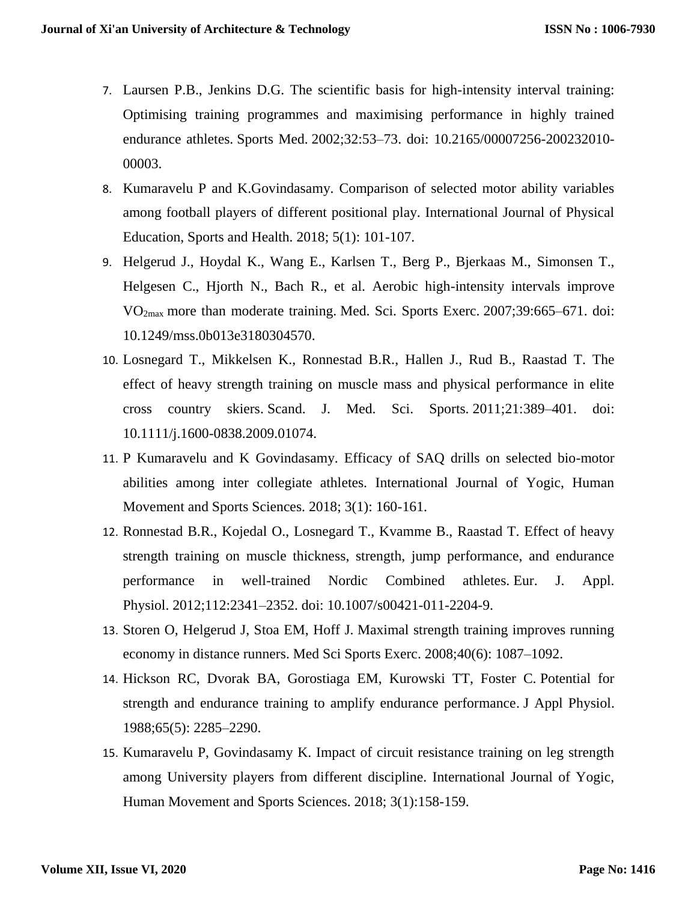7. Laursen P.B., Jenkins D.G. The scientific basis for high-intensity interval training: Optimising training programmes and maximising performance in highly trained endurance athletes. Sports Med. 2002;32:53–73. doi: 10.2165/00007256-200232010-00003.
8. Kumaravelu P and K.Govindasamy. Comparison of selected motor ability variables among football players of different positional play. International Journal of Physical Education, Sports and Health. 2018; 5(1): 101-107.
9. Helgerud J., Hoydal K., Wang E., Karlsen T., Berg P., Bjerkaas M., Simonsen T., Helgesen C., Hjorth N., Bach R., et al. Aerobic high-intensity intervals improve $VO_{2max}$ more than moderate training. Med. Sci. Sports Exerc. 2007;39:665–671. doi: 10.1249/mss.0b013e3180304570.
10. Losnegard T., Mikkelsen K., Ronnestad B.R., Hallen J., Rud B., Raastad T. The effect of heavy strength training on muscle mass and physical performance in elite cross country skiers. Scand. J. Med. Sci. Sports. 2011;21:389–401. doi: 10.1111/j.1600-0838.2009.01074.
11. P Kumaravelu and K Govindasamy. Efficacy of SAQ drills on selected bio-motor abilities among inter collegiate athletes. International Journal of Yogic, Human Movement and Sports Sciences. 2018; 3(1): 160-161.
12. Ronnestad B.R., Kojedal O., Losnegard T., Kvamme B., Raastad T. Effect of heavy strength training on muscle thickness, strength, jump performance, and endurance performance in well-trained Nordic Combined athletes. Eur. J. Appl. Physiol. 2012;112:2341–2352. doi: 10.1007/s00421-011-2204-9.
13. Storen O, Helgerud J, Stoa EM, Hoff J. Maximal strength training improves running economy in distance runners. Med Sci Sports Exerc. 2008;40(6): 1087–1092.
14. Hickson RC, Dvorak BA, Gorostiaga EM, Kurowski TT, Foster C. Potential for strength and endurance training to amplify endurance performance. J Appl Physiol. 1988;65(5): 2285–2290.
15. Kumaravelu P, Govindasamy K. Impact of circuit resistance training on leg strength among University players from different discipline. International Journal of Yogic, Human Movement and Sports Sciences. 2018; 3(1):158-159.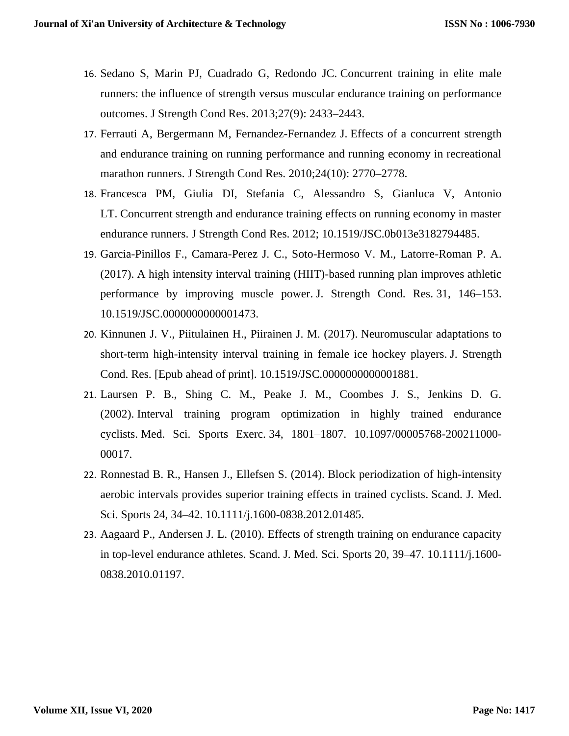16. Sedano S, Marin PJ, Cuadrado G, Redondo JC. Concurrent training in elite male runners: the influence of strength versus muscular endurance training on performance outcomes. J Strength Cond Res. 2013;27(9): 2433–2443.
17. Ferrauti A, Bergermann M, Fernandez-Fernandez J. Effects of a concurrent strength and endurance training on running performance and running economy in recreational marathon runners. J Strength Cond Res. 2010;24(10): 2770–2778.
18. Francesca PM, Giulia DI, Stefania C, Alessandro S, Gianluca V, Antonio LT. Concurrent strength and endurance training effects on running economy in master endurance runners. J Strength Cond Res. 2012; 10.1519/JSC.0b013e3182794485.
19. Garcia-Pinillos F., Camara-Perez J. C., Soto-Hermoso V. M., Latorre-Roman P. A. (2017). A high intensity interval training (HIIT)-based running plan improves athletic performance by improving muscle power. J. Strength Cond. Res. 31, 146–153. 10.1519/JSC.0000000000001473.
20. Kinnunen J. V., Piitulainen H., Piirainen J. M. (2017). Neuromuscular adaptations to short-term high-intensity interval training in female ice hockey players. J. Strength Cond. Res. [Epub ahead of print]. 10.1519/JSC.0000000000001881.
21. Laursen P. B., Shing C. M., Peake J. M., Coombes J. S., Jenkins D. G. (2002). Interval training program optimization in highly trained endurance cyclists. Med. Sci. Sports Exerc. 34, 1801–1807. 10.1097/00005768-200211000-00017.
22. Ronnestad B. R., Hansen J., Ellefsen S. (2014). Block periodization of high-intensity aerobic intervals provides superior training effects in trained cyclists. Scand. J. Med. Sci. Sports 24, 34–42. 10.1111/j.1600-0838.2012.01485.
23. Aagaard P., Andersen J. L. (2010). Effects of strength training on endurance capacity in top-level endurance athletes. Scand. J. Med. Sci. Sports 20, 39–47. 10.1111/j.1600-0838.2010.01197.